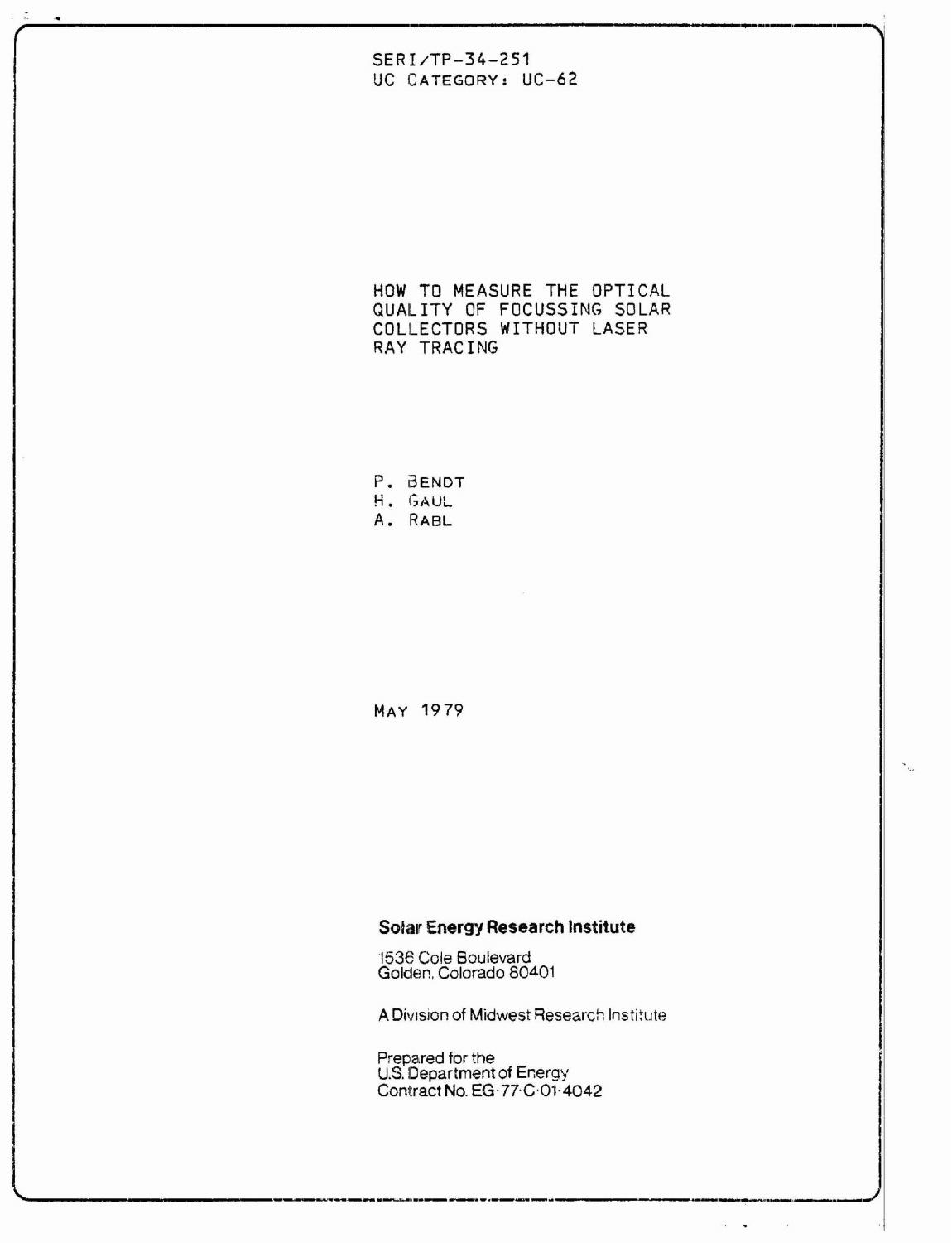SERI/TP-34-251
UC CATEGORY: UC-62

# HOW TO MEASURE THE OPTICAL QUALITY OF FOCUSSING SOLAR COLLECTORS WITHOUT LASER RAY TRACING

P. BENDT
H. GAUL
A. RABL

MAY 1979

**Solar Energy Research Institute**

1536 Cole Boulevard
Golden, Colorado 80401

A Division of Midwest Research Institute

Prepared for the
U.S. Department of Energy
Contract No. EG-77-C-01-4042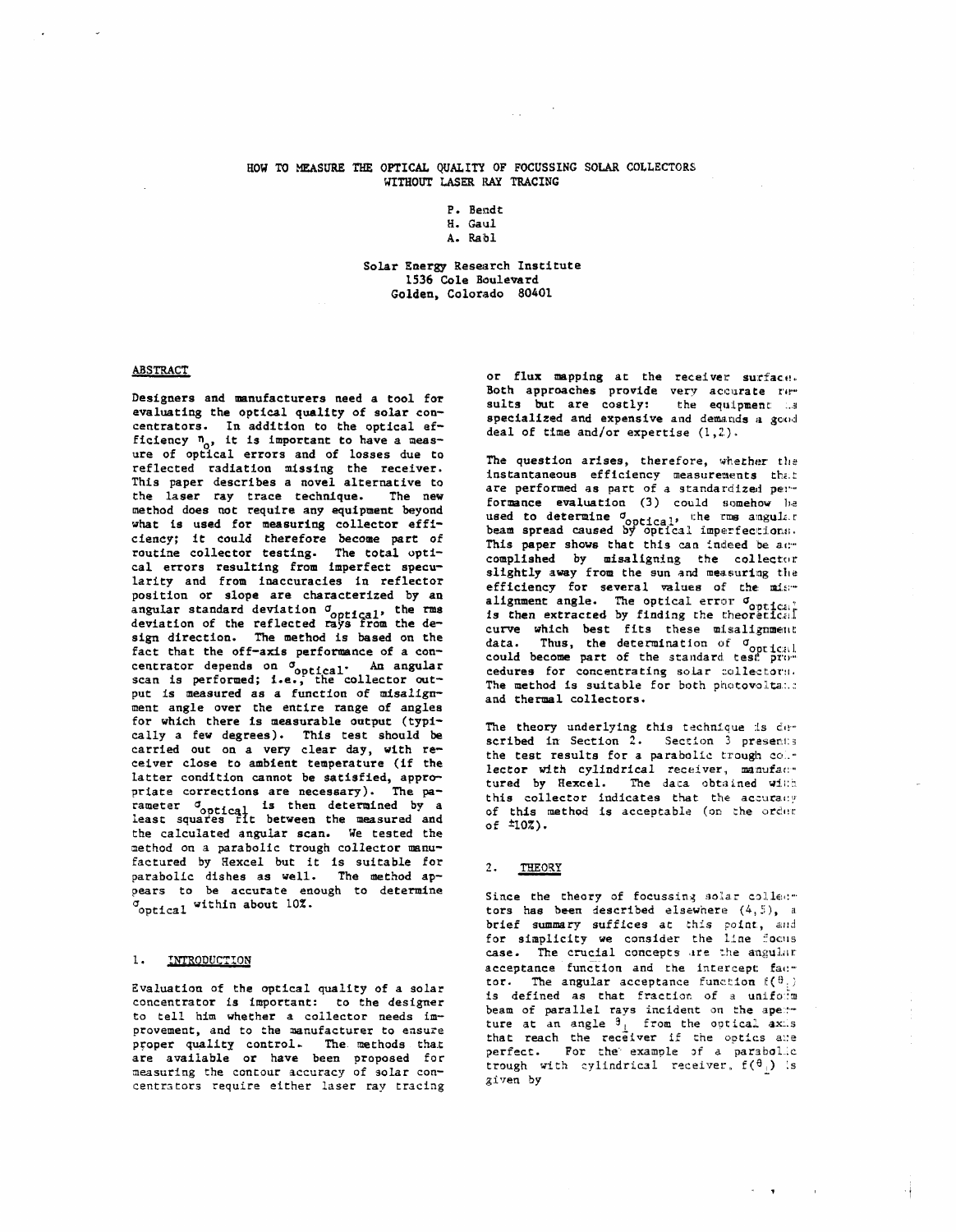# HOW TO MEASURE THE OPTICAL QUALITY OF FOCUSSING SOLAR COLLECTORS WITHOUT LASER RAY TRACING

P. Bendt
H. Gaul
A. Rabl

Solar Energy Research Institute
1536 Cole Boulevard
Golden, Colorado 80401

## ABSTRACT

Designers and manufacturers need a tool for evaluating the optical quality of solar concentrators. In addition to the optical efficiency $\eta_o$, it is important to have a measure of optical errors and of losses due to reflected radiation missing the receiver. This paper describes a novel alternative to the laser ray trace technique. The new method does not require any equipment beyond what is used for measuring collector efficiency; it could therefore become part of routine collector testing. The total optical errors resulting from imperfect specularity and from inaccuracies in reflector position or slope are characterized by an angular standard deviation $\sigma_{optical}$, the rms deviation of the reflected rays from the design direction. The method is based on the fact that the off-axis performance of a concentrator depends on $\sigma_{optical}$. An angular scan is performed; i.e., the collector output is measured as a function of misalignment angle over the entire range of angles for which there is measurable output (typically a few degrees). This test should be carried out on a very clear day, with receiver close to ambient temperature (if the latter condition cannot be satisfied, appropriate corrections are necessary). The parameter $\sigma_{optical}$ is then determined by a least squares fit between the measured and the calculated angular scan. We tested the method on a parabolic trough collector manufactured by Hexcel but it is suitable for parabolic dishes as well. The method appears to be accurate enough to determine $\sigma_{optical}$ within about 10%.

## 1. INTRODUCTION

Evaluation of the optical quality of a solar concentrator is important: to the designer to tell him whether a collector needs improvement, and to the manufacturer to ensure proper quality control. The methods that are available or have been proposed for measuring the contour accuracy of solar concentrators require either laser ray tracing or flux mapping at the receiver surface. Both approaches provide very accurate results but are costly: the equipment is specialized and expensive and demands a good deal of time and/or expertise (1,2).

The question arises, therefore, whether the instantaneous efficiency measurements that are performed as part of a standardized performance evaluation (3) could somehow be used to determine $\sigma_{optical}$, the rms angular beam spread caused by optical imperfections. This paper shows that this can indeed be accomplished by misaligning the collector slightly away from the sun and measuring the efficiency for several values of the misalignment angle. The optical error $\sigma_{optical}$ is then extracted by finding the theoretical curve which best fits these misalignment data. Thus, the determination of $\sigma_{optical}$ could become part of the standard test procedures for concentrating solar collectors. The method is suitable for both photovoltaic and thermal collectors.

The theory underlying this technique is described in Section 2. Section 3 presents the test results for a parabolic trough collector with cylindrical receiver, manufactured by Hexcel. The data obtained with this collector indicates that the accuracy of this method is acceptable (on the order of ±10%).

## 2. THEORY

Since the theory of focussing solar collectors has been described elsewhere (4,5), a brief summary suffices at this point, and for simplicity we consider the line focus case. The crucial concepts are the angular acceptance function and the intercept factor. The angular acceptance function $f(\theta_\perp)$ is defined as that fraction of a uniform beam of parallel rays incident on the aperture at an angle $\theta_\perp$ from the optical axis that reach the receiver if the optics are perfect. For the example of a parabolic trough with cylindrical receiver, $f(\theta_\perp)$ is given by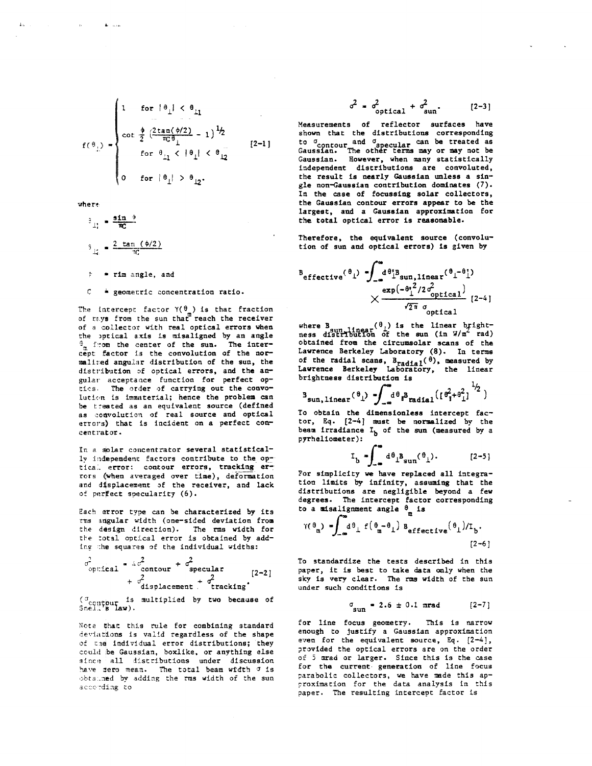$$
f(\theta_\perp) = \begin{cases} 1 & \text{for } |\theta_\perp| < \theta_{\perp 1} \\ \cot\frac{\phi}{2}\left(\frac{2\tan(\phi/2)}{\pi C \theta_\perp} - 1\right)^{1/2} & \text{for } \theta_{\perp 1} < |\theta_\perp| < \theta_{\perp 2} \\ 0 & \text{for } |\theta_\perp| > \theta_{\perp 2}. \end{cases} \quad [2\text{-}1]
$$

where

$$\theta_{\perp 1} = \frac{\sin\phi}{\pi C}$$

$$\theta_{\perp 2} = \frac{2\tan(\phi/2)}{\pi C}$$

$\phi$ = rim angle, and

$C$ = geometric concentration ratio.

The intercept factor $\gamma(\theta_m)$ is that fraction of rays from the sun that reach the receiver of a collector with real optical errors when the optical axis is misaligned by an angle $\theta_m$ from the center of the sun. The intercept factor is the convolution of the normalized angular distribution of the sun, the distribution of optical errors, and the angular acceptance function for perfect optics. The order of carrying out the convolution is immaterial; hence the problem can be treated as an equivalent source (defined as convolution of real source and optical errors) that is incident on a perfect concentrator.

In a solar concentrator several statistically independent factors contribute to the optical error: contour errors, tracking errors (when averaged over time), deformation and displacement of the receiver, and lack of perfect specularity (6).

Each error type can be characterized by its rms angular width (one-sided deviation from the design direction). The rms width for the total optical error is obtained by adding the squares of the individual widths:

$$\sigma^2_{\text{optical}} = 4\sigma^2_{\text{contour}} + \sigma^2_{\text{specular}} + \sigma^2_{\text{displacement}} + \sigma^2_{\text{tracking}}. \quad [2\text{-}2]$$

($\sigma_{\text{contour}}$ is multiplied by two because of Snell's law).

Note that this rule for combining standard deviations is valid regardless of the shape of the individual error distributions; they could be Gaussian, boxlike, or anything else since all distributions under discussion have zero mean. The total beam width $\sigma$ is obtained by adding the rms width of the sun according to

$$\sigma^2 = \sigma^2_{\text{optical}} + \sigma^2_{\text{sun}}. \quad [2\text{-}3]$$

Measurements of reflector surfaces have shown that the distributions corresponding to $\sigma_{\text{contour}}$ and $\sigma_{\text{specular}}$ can be treated as Gaussian. The other terms may or may not be Gaussian. However, when many statistically independent distributions are convoluted, the result is nearly Gaussian unless a single non-Gaussian contribution dominates (7). In the case of focussing solar collectors, the Gaussian contour errors appear to be the largest, and a Gaussian approximation for the total optical error is reasonable.

Therefore, the equivalent source (convolution of sun and optical errors) is given by

$$B_{\text{effective}}(\theta_\perp) = \int_{-\infty}^{\infty} d\theta'_\perp B_{\text{sun,linear}}(\theta_\perp - \theta'_\perp) \times \frac{\exp\left(-\theta'^2_\perp / 2\sigma^2_{\text{optical}}\right)}{\sqrt{2\pi}\,\sigma_{\text{optical}}} \quad [2\text{-}4]$$

where $B_{\text{sun,linear}}(\theta_\perp)$ is the linear brightness distribution of the sun (in W/m$^2$ rad) obtained from the circumsolar scans of the Lawrence Berkeley Laboratory (8). In terms of the radial scans, $B_{\text{radial}}(\theta)$, measured by Lawrence Berkeley Laboratory, the linear brightness distribution is

$$B_{\text{sun,linear}}(\theta_\perp) = \int_{-\infty}^{\infty} d\theta_\parallel B_{\text{radial}}\left([\theta_\parallel^2 + \theta_\perp^2]^{1/2}\right)$$

To obtain the dimensionless intercept factor, Eq. [2-4] must be normalized by the beam irradiance $I_b$ of the sun (measured by a pyrheliometer):

$$I_b = \int_{-\infty}^{\infty} d\theta_\perp B_{\text{sun}}(\theta_\perp). \quad [2\text{-}5]$$

For simplicity we have replaced all integration limits by infinity, assuming that the distributions are negligible beyond a few degrees. The intercept factor corresponding to a misalignment angle $\theta_m$ is

$$\gamma(\theta_m) = \int_{-\infty}^{\infty} d\theta_\perp\, f(\theta_m - \theta_\perp)\, B_{\text{effective}}(\theta_\perp)/I_b. \quad [2\text{-}6]$$

To standardize the tests described in this paper, it is best to take data only when the sky is very clear. The rms width of the sun under such conditions is

$$\sigma_{\text{sun}} = 2.6 \pm 0.1 \text{ mrad} \quad [2\text{-}7]$$

for line focus geometry. This is narrow enough to justify a Gaussian approximation even for the equivalent source, Eq. [2-4], provided the optical errors are on the order of 5 mrad or larger. Since this is the case for the current generation of line focus parabolic collectors, we have made this approximation for the data analysis in this paper. The resulting intercept factor is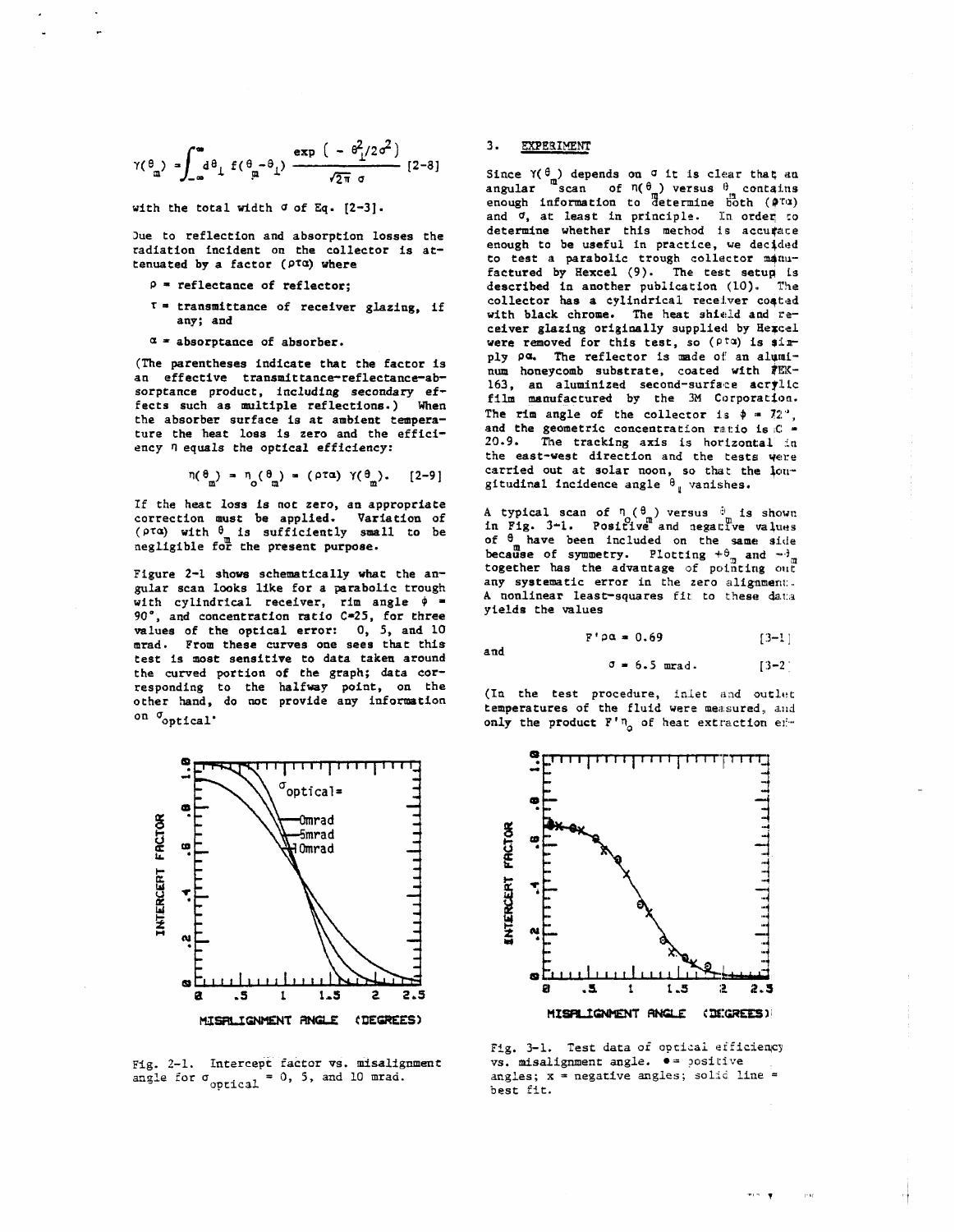$$\gamma(\theta_m) = \int_{-\infty}^{\infty} d\theta_\perp \, f(\theta_m - \theta_\perp) \, \frac{\exp\left(-\theta_\perp^2/2\sigma^2\right)}{\sqrt{2\pi}\,\sigma} \quad [2\text{-}8]$$

with the total width $\sigma$ of Eq. [2-3].

Due to reflection and absorption losses the radiation incident on the collector is attenuated by a factor $(\rho\tau\alpha)$ where

- $\rho$ = reflectance of reflector;
- $\tau$ = transmittance of receiver glazing, if any; and
- $\alpha$ = absorptance of absorber.

(The parentheses indicate that the factor is an effective transmittance-reflectance-absorptance product, including secondary effects such as multiple reflections.) When the absorber surface is at ambient temperature the heat loss is zero and the efficiency $\eta$ equals the optical efficiency:

$$\eta(\theta_m) = \eta_o(\theta_m) = (\rho\tau\alpha)\,\gamma(\theta_m). \quad [2\text{-}9]$$

If the heat loss is not zero, an appropriate correction must be applied. Variation of $(\rho\tau\alpha)$ with $\theta_m$ is sufficiently small to be negligible for the present purpose.

Figure 2-1 shows schematically what the angular scan looks like for a parabolic trough with cylindrical receiver, rim angle $\phi$ = 90°, and concentration ratio C=25, for three values of the optical error: 0, 5, and 10 mrad. From these curves one sees that this test is most sensitive to data taken around the curved portion of the graph; data corresponding to the halfway point, on the other hand, do not provide any information on $\sigma_{optical}$.

Fig. 2-1. Intercept factor vs. misalignment angle for $\sigma_{optical}$ = 0, 5, and 10 mrad.

## 3. EXPERIMENT

Since $\gamma(\theta_m)$ depends on $\sigma$ it is clear that an angular scan of $\eta(\theta_m)$ versus $\theta_m$ contains enough information to determine both $(\rho\tau\alpha)$ and $\sigma$, at least in principle. In order to determine whether this method is accurate enough to be useful in practice, we decided to test a parabolic trough collector manufactured by Hexcel (9). The test setup is described in another publication (10). The collector has a cylindrical receiver coated with black chrome. The heat shield and receiver glazing originally supplied by Hexcel were removed for this test, so $(\rho\tau\alpha)$ is simply $\rho\alpha$. The reflector is made of an aluminum honeycomb substrate, coated with FEK-163, an aluminized second-surface acrylic film manufactured by the 3M Corporation. The rim angle of the collector is $\phi$ = 72°, and the geometric concentration ratio is C = 20.9. The tracking axis is horizontal in the east-west direction and the tests were carried out at solar noon, so that the longitudinal incidence angle $\theta_\parallel$ vanishes.

A typical scan of $\eta_o(\theta_m)$ versus $\theta_m$ is shown in Fig. 3-1. Positive and negative values of $\theta_m$ have been included on the same side because of symmetry. Plotting $+\theta_m$ and $-\theta_m$ together has the advantage of pointing out any systematic error in the zero alignment. A nonlinear least-squares fit to these data yields the values

$$F'\rho\alpha = 0.69 \quad [3\text{-}1]$$

and

$$\sigma = 6.5 \text{ mrad.} \quad [3\text{-}2]$$

(In the test procedure, inlet and outlet temperatures of the fluid were measured, and only the product $F'\eta_o$ of heat extraction ef-

Fig. 3-1. Test data of optical efficiency vs. misalignment angle. • = positive angles; x = negative angles; solid line = best fit.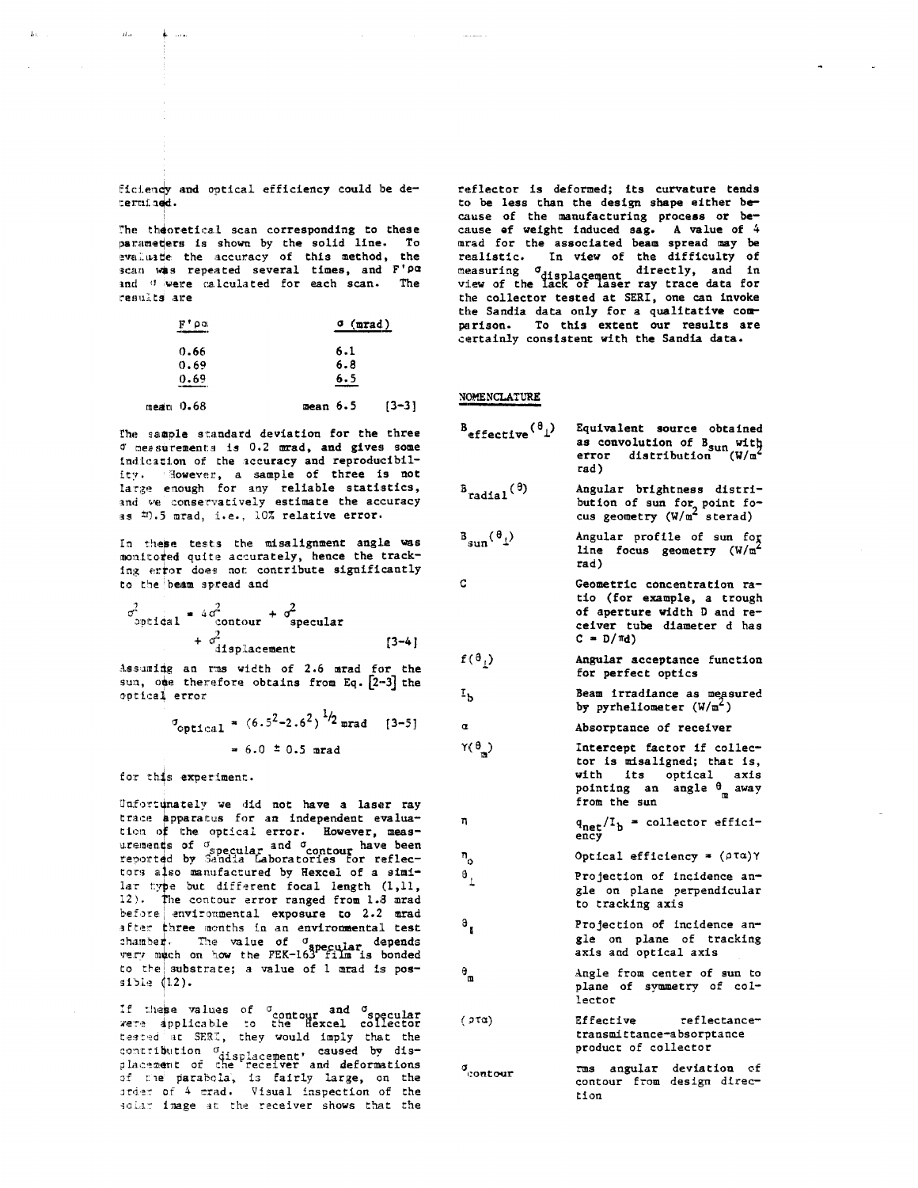ficiency and optical efficiency could be determined.

The theoretical scan corresponding to these parameters is shown by the solid line. To evaluate the accuracy of this method, the scan was repeated several times, and $F'\rho\alpha$ and $\sigma$ were calculated for each scan. The results are

| $F'\rho\alpha$ | $\sigma$ (mrad) |
|---|---|
| 0.66 | 6.1 |
| 0.69 | 6.8 |
| 0.69 | 6.5 |
| mean 0.68 | mean 6.5 [3-3] |

The sample standard deviation for the three $\sigma$ measurements is 0.2 mrad, and gives some indication of the accuracy and reproducibility. However, a sample of three is not large enough for any reliable statistics, and we conservatively estimate the accuracy as ±0.5 mrad, i.e., 10% relative error.

In these tests the misalignment angle was monitored quite accurately, hence the tracking error does not contribute significantly to the beam spread and

$$\sigma^2_{optical} = 4\sigma^2_{contour} + \sigma^2_{specular} + \sigma^2_{displacement} \qquad [3\text{-}4]$$

Assuming an rms width of 2.6 mrad for the sun, one therefore obtains from Eq. [2-3] the optical error

$$\sigma_{optical} = (6.5^2 - 2.6^2)^{1/2} \text{ mrad} \qquad [3\text{-}5]$$

$$= 6.0 \pm 0.5 \text{ mrad}$$

for this experiment.

Unfortunately we did not have a laser ray trace apparatus for an independent evaluation of the optical error. However, measurements of $\sigma_{specular}$ and $\sigma_{contour}$ have been reported by Sandia Laboratories for reflectors also manufactured by Hexcel of a similar type but different focal length (1,11, 12). The contour error ranged from 1.8 mrad before environmental exposure to 2.2 mrad after three months in an environmental test chamber. The value of $\sigma_{specular}$ depends very much on how the FEK-163 film is bonded to the substrate; a value of 1 mrad is possible (12).

If these values of $\sigma_{contour}$ and $\sigma_{specular}$ were applicable to the Hexcel collector tested at SERI, they would imply that the contribution $\sigma_{displacement}$, caused by displacement of the receiver and deformations of the parabola, is fairly large, on the order of 4 mrad. Visual inspection of the solar image at the receiver shows that the reflector is deformed; its curvature tends to be less than the design shape either because of the manufacturing process or because of weight induced sag. A value of 4 mrad for the associated beam spread may be realistic. In view of the difficulty of measuring $\sigma_{displacement}$ directly, and in view of the lack of laser ray trace data for the collector tested at SERI, one can invoke the Sandia data only for a qualitative comparison. To this extent our results are certainly consistent with the Sandia data.

## NOMENCLATURE

| | |
|---|---|
| $B_{effective}(\theta_\perp)$ | Equivalent source obtained as convolution of $B_{sun}$ with error distribution (W/m² rad) |
| $B_{radial}(\theta)$ | Angular brightness distribution of sun for point focus geometry (W/m² sterad) |
| $B_{sun}(\theta_\perp)$ | Angular profile of sun for line focus geometry (W/m² rad) |
| C | Geometric concentration ratio (for example, a trough of aperture width D and receiver tube diameter d has $C = D/\pi d$) |
| $f(\theta_\perp)$ | Angular acceptance function for perfect optics |
| $I_b$ | Beam irradiance as measured by pyrheliometer (W/m²) |
| $\alpha$ | Absorptance of receiver |
| $\gamma(\theta_m)$ | Intercept factor if collector is misaligned; that is, with its optical axis pointing an angle $\theta_m$ away from the sun |
| $\eta$ | $q_{net}/I_b$ = collector efficiency |
| $\eta_o$ | Optical efficiency = $(\rho\tau\alpha)\gamma$ |
| $\theta_\perp$ | Projection of incidence angle on plane perpendicular to tracking axis |
| $\theta_\parallel$ | Projection of incidence angle on plane of tracking axis and optical axis |
| $\theta_m$ | Angle from center of sun to plane of symmetry of collector |
| $(\rho\tau\alpha)$ | Effective reflectance-transmittance-absorptance product of collector |
| $\sigma_{contour}$ | rms angular deviation of contour from design direction |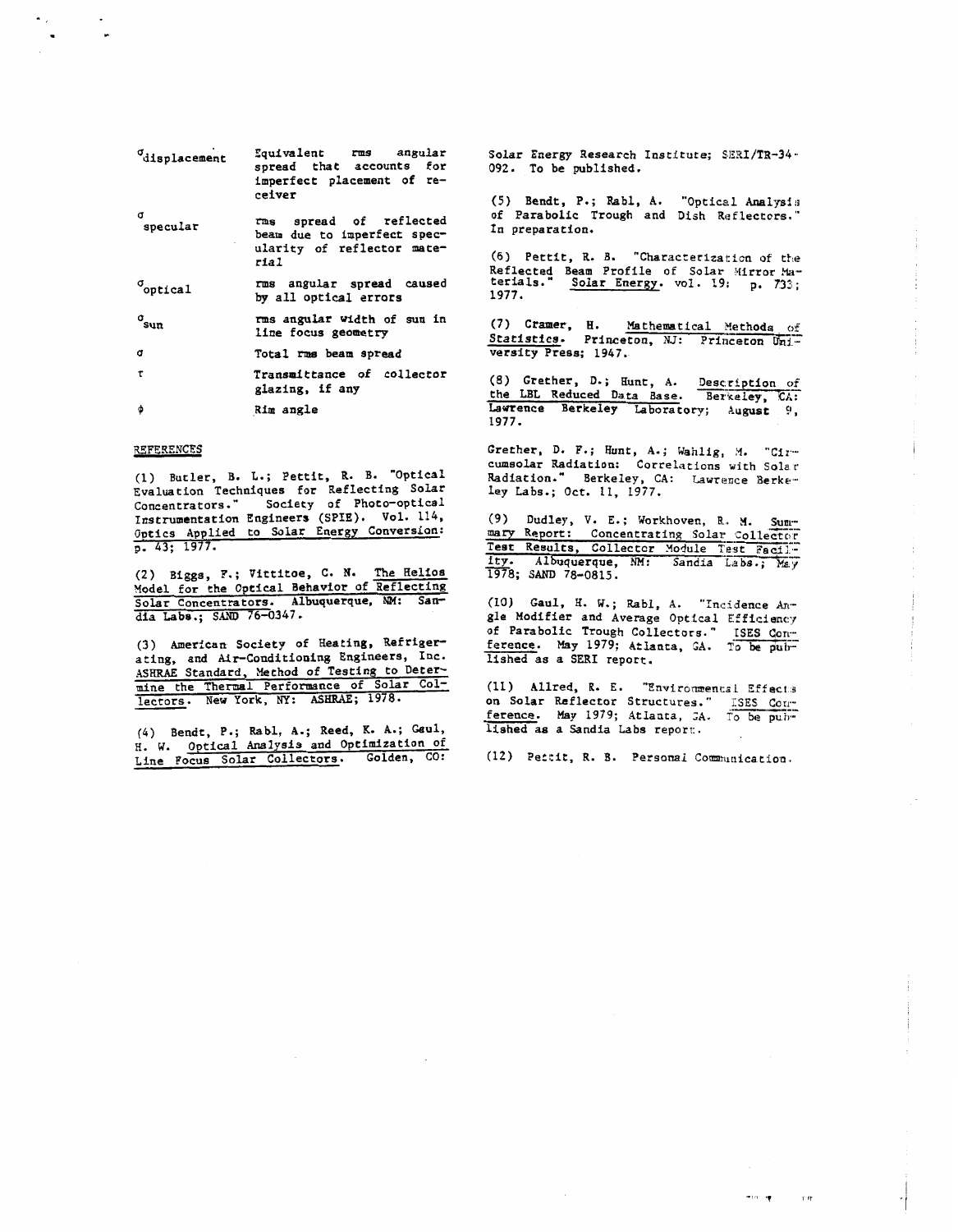| | |
|---|---|
| $\sigma_{displacement}$ | Equivalent rms angular spread that accounts for imperfect placement of receiver |
| $\sigma_{specular}$ | rms spread of reflected beam due to imperfect specularity of reflector material |
| $\sigma_{optical}$ | rms angular spread caused by all optical errors |
| $\sigma_{sun}$ | rms angular width of sun in line focus geometry |
| $\sigma$ | Total rms beam spread |
| $\tau$ | Transmittance of collector glazing, if any |
| $\phi$ | Rim angle |

## REFERENCES

(1) Butler, B. L.; Pettit, R. B. "Optical Evaluation Techniques for Reflecting Solar Concentrators." Society of Photo-optical Instrumentation Engineers (SPIE). Vol. 114, Optics Applied to Solar Energy Conversion: p. 43; 1977.

(2) Biggs, F.; Vittitoe, C. N. The Helios Model for the Optical Behavior of Reflecting Solar Concentrators. Albuquerque, NM: Sandia Labs.; SAND 76-0347.

(3) American Society of Heating, Refrigerating, and Air-Conditioning Engineers, Inc. ASHRAE Standard, Method of Testing to Determine the Thermal Performance of Solar Collectors. New York, NY: ASHRAE; 1978.

(4) Bendt, P.; Rabl, A.; Reed, K. A.; Gaul, H. W. Optical Analysis and Optimization of Line Focus Solar Collectors. Golden, CO: Solar Energy Research Institute; SERI/TR-34-092. To be published.

(5) Bendt, P.; Rabl, A. "Optical Analysis of Parabolic Trough and Dish Reflectors." In preparation.

(6) Pettit, R. B. "Characterization of the Reflected Beam Profile of Solar Mirror Materials." Solar Energy. vol. 19; p. 733; 1977.

(7) Cramer, H. Mathematical Methods of Statistics. Princeton, NJ: Princeton University Press; 1947.

(8) Grether, D.; Hunt, A. Description of the LBL Reduced Data Base. Berkeley, CA: Lawrence Berkeley Laboratory; August 9, 1977.

Grether, D. F.; Hunt, A.; Wahlig, M. "Circumsolar Radiation: Correlations with Solar Radiation." Berkeley, CA: Lawrence Berkeley Labs.; Oct. 11, 1977.

(9) Dudley, V. E.; Workhoven, R. M. Summary Report: Concentrating Solar Collector Test Results, Collector Module Test Facility. Albuquerque, NM: Sandia Labs.; May 1978; SAND 78-0815.

(10) Gaul, H. W.; Rabl, A. "Incidence Angle Modifier and Average Optical Efficiency of Parabolic Trough Collectors." ISES Conference. May 1979; Atlanta, GA. To be published as a SERI report.

(11) Allred, R. E. "Environmental Effects on Solar Reflector Structures." ISES Conference. May 1979; Atlanta, GA. To be published as a Sandia Labs report.

(12) Pettit, R. B. Personal Communication.